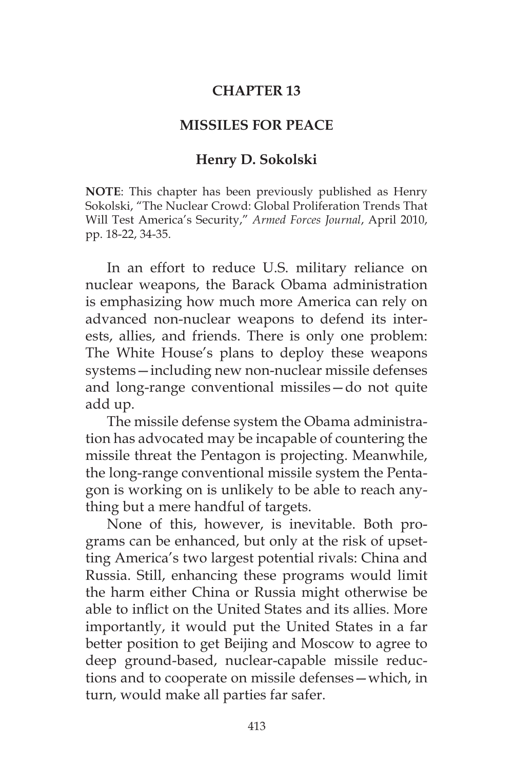# CHAPTER 13

# MISSILES FOR PEACE

### Henry D. Sokolski

**NOTE**: This chapter has been previously published as Henry Sokolski, "The Nuclear Crowd: Global Proliferation Trends That Will Test America's Security," *Armed Forces Journal*, April 2010, pp. 18-22, 34-35.

In an effort to reduce U.S. military reliance on nuclear weapons, the Barack Obama administration is emphasizing how much more America can rely on advanced non-nuclear weapons to defend its interests, allies, and friends. There is only one problem: The White House's plans to deploy these weapons systems—including new non-nuclear missile defenses and long-range conventional missiles—do not quite add up.

The missile defense system the Obama administration has advocated may be incapable of countering the missile threat the Pentagon is projecting. Meanwhile, the long-range conventional missile system the Pentagon is working on is unlikely to be able to reach anything but a mere handful of targets.

None of this, however, is inevitable. Both programs can be enhanced, but only at the risk of upsetting America's two largest potential rivals: China and Russia. Still, enhancing these programs would limit the harm either China or Russia might otherwise be able to inflict on the United States and its allies. More importantly, it would put the United States in a far better position to get Beijing and Moscow to agree to deep ground-based, nuclear-capable missile reductions and to cooperate on missile defenses—which, in turn, would make all parties far safer.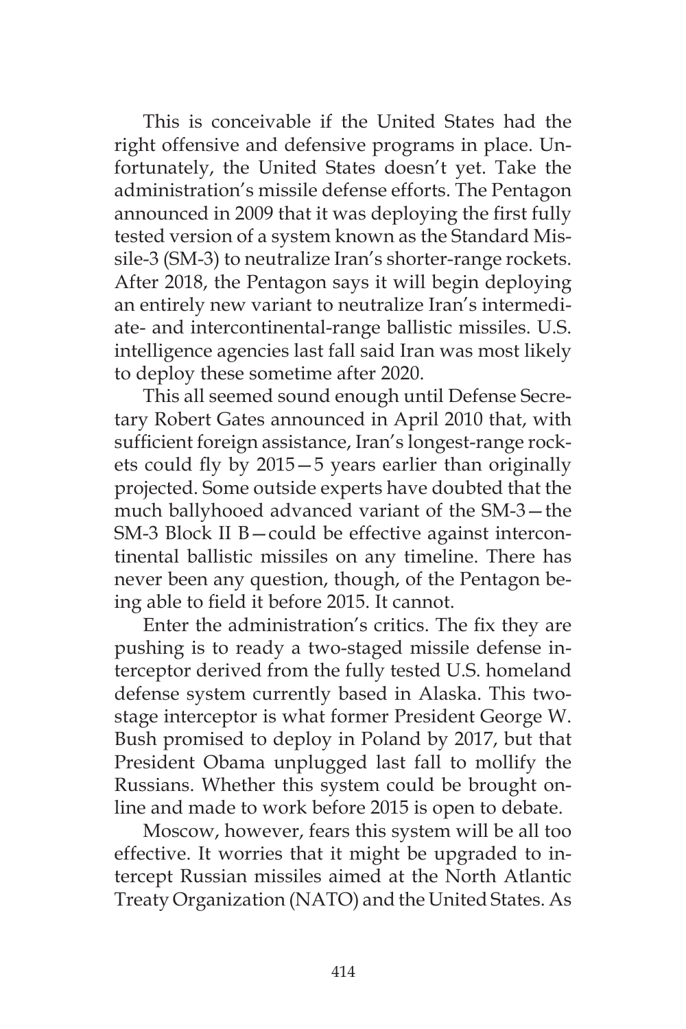This is conceivable if the United States had the right offensive and defensive programs in place. Unfortunately, the United States doesn't yet. Take the administration's missile defense efforts. The Pentagon announced in 2009 that it was deploying the first fully tested version of a system known as the Standard Missile-3 (SM-3) to neutralize Iran's shorter-range rockets. After 2018, the Pentagon says it will begin deploying an entirely new variant to neutralize Iran's intermediate- and intercontinental-range ballistic missiles. U.S. intelligence agencies last fall said Iran was most likely to deploy these sometime after 2020.

This all seemed sound enough until Defense Secretary Robert Gates announced in April 2010 that, with sufficient foreign assistance, Iran's longest-range rockets could fly by 2015—5 years earlier than originally projected. Some outside experts have doubted that the much ballyhooed advanced variant of the SM-3—the SM-3 Block II B—could be effective against intercontinental ballistic missiles on any timeline. There has never been any question, though, of the Pentagon being able to field it before 2015. It cannot.

Enter the administration's critics. The fix they are pushing is to ready a two-staged missile defense interceptor derived from the fully tested U.S. homeland defense system currently based in Alaska. This two-stage interceptor is what former President George W. Bush promised to deploy in Poland by 2017, but that President Obama unplugged last fall to mollify the Russians. Whether this system could be brought online and made to work before 2015 is open to debate.

Moscow, however, fears this system will be all too effective. It worries that it might be upgraded to intercept Russian missiles aimed at the North Atlantic Treaty Organization (NATO) and the United States. As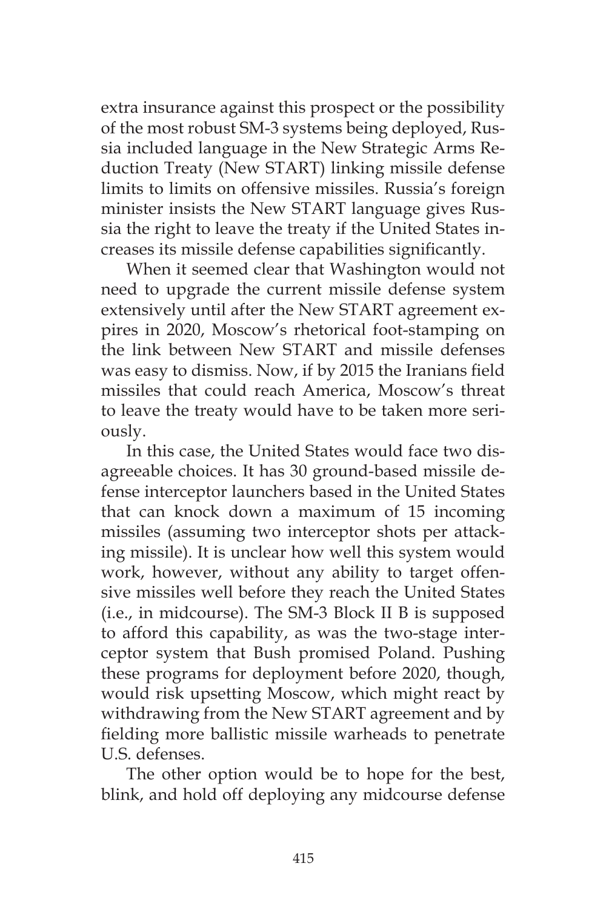extra insurance against this prospect or the possibility of the most robust SM-3 systems being deployed, Russia included language in the New Strategic Arms Reduction Treaty (New START) linking missile defense limits to limits on offensive missiles. Russia's foreign minister insists the New START language gives Russia the right to leave the treaty if the United States increases its missile defense capabilities significantly.

When it seemed clear that Washington would not need to upgrade the current missile defense system extensively until after the New START agreement expires in 2020, Moscow's rhetorical foot-stamping on the link between New START and missile defenses was easy to dismiss. Now, if by 2015 the Iranians field missiles that could reach America, Moscow's threat to leave the treaty would have to be taken more seriously.

In this case, the United States would face two disagreeable choices. It has 30 ground-based missile defense interceptor launchers based in the United States that can knock down a maximum of 15 incoming missiles (assuming two interceptor shots per attacking missile). It is unclear how well this system would work, however, without any ability to target offensive missiles well before they reach the United States (i.e., in midcourse). The SM-3 Block II B is supposed to afford this capability, as was the two-stage interceptor system that Bush promised Poland. Pushing these programs for deployment before 2020, though, would risk upsetting Moscow, which might react by withdrawing from the New START agreement and by fielding more ballistic missile warheads to penetrate U.S. defenses.

The other option would be to hope for the best, blink, and hold off deploying any midcourse defense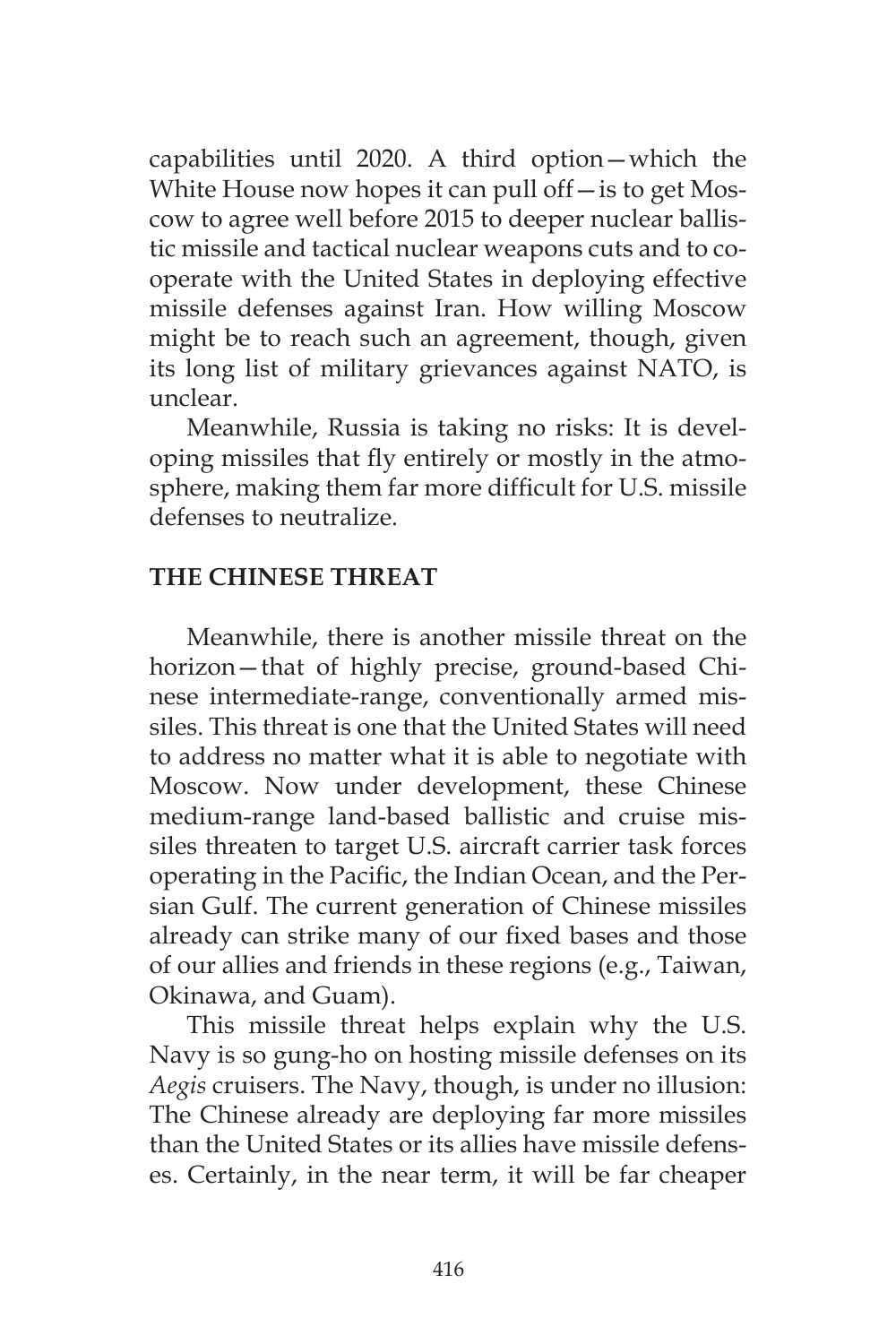capabilities until 2020. A third option—which the White House now hopes it can pull off—is to get Moscow to agree well before 2015 to deeper nuclear ballistic missile and tactical nuclear weapons cuts and to cooperate with the United States in deploying effective missile defenses against Iran. How willing Moscow might be to reach such an agreement, though, given its long list of military grievances against NATO, is unclear.

Meanwhile, Russia is taking no risks: It is developing missiles that fly entirely or mostly in the atmosphere, making them far more difficult for U.S. missile defenses to neutralize.

## THE CHINESE THREAT

Meanwhile, there is another missile threat on the horizon—that of highly precise, ground-based Chinese intermediate-range, conventionally armed missiles. This threat is one that the United States will need to address no matter what it is able to negotiate with Moscow. Now under development, these Chinese medium-range land-based ballistic and cruise missiles threaten to target U.S. aircraft carrier task forces operating in the Pacific, the Indian Ocean, and the Persian Gulf. The current generation of Chinese missiles already can strike many of our fixed bases and those of our allies and friends in these regions (e.g., Taiwan, Okinawa, and Guam).

This missile threat helps explain why the U.S. Navy is so gung-ho on hosting missile defenses on its *Aegis* cruisers. The Navy, though, is under no illusion: The Chinese already are deploying far more missiles than the United States or its allies have missile defenses. Certainly, in the near term, it will be far cheaper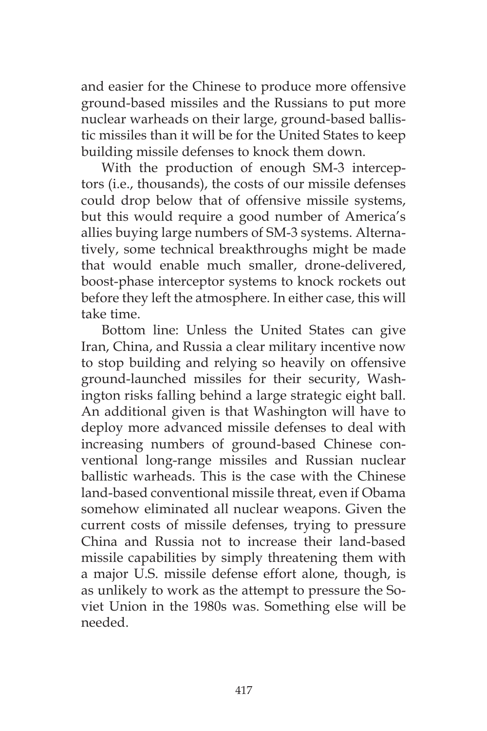and easier for the Chinese to produce more offensive ground-based missiles and the Russians to put more nuclear warheads on their large, ground-based ballistic missiles than it will be for the United States to keep building missile defenses to knock them down.

With the production of enough SM-3 interceptors (i.e., thousands), the costs of our missile defenses could drop below that of offensive missile systems, but this would require a good number of America's allies buying large numbers of SM-3 systems. Alternatively, some technical breakthroughs might be made that would enable much smaller, drone-delivered, boost-phase interceptor systems to knock rockets out before they left the atmosphere. In either case, this will take time.

Bottom line: Unless the United States can give Iran, China, and Russia a clear military incentive now to stop building and relying so heavily on offensive ground-launched missiles for their security, Washington risks falling behind a large strategic eight ball. An additional given is that Washington will have to deploy more advanced missile defenses to deal with increasing numbers of ground-based Chinese conventional long-range missiles and Russian nuclear ballistic warheads. This is the case with the Chinese land-based conventional missile threat, even if Obama somehow eliminated all nuclear weapons. Given the current costs of missile defenses, trying to pressure China and Russia not to increase their land-based missile capabilities by simply threatening them with a major U.S. missile defense effort alone, though, is as unlikely to work as the attempt to pressure the Soviet Union in the 1980s was. Something else will be needed.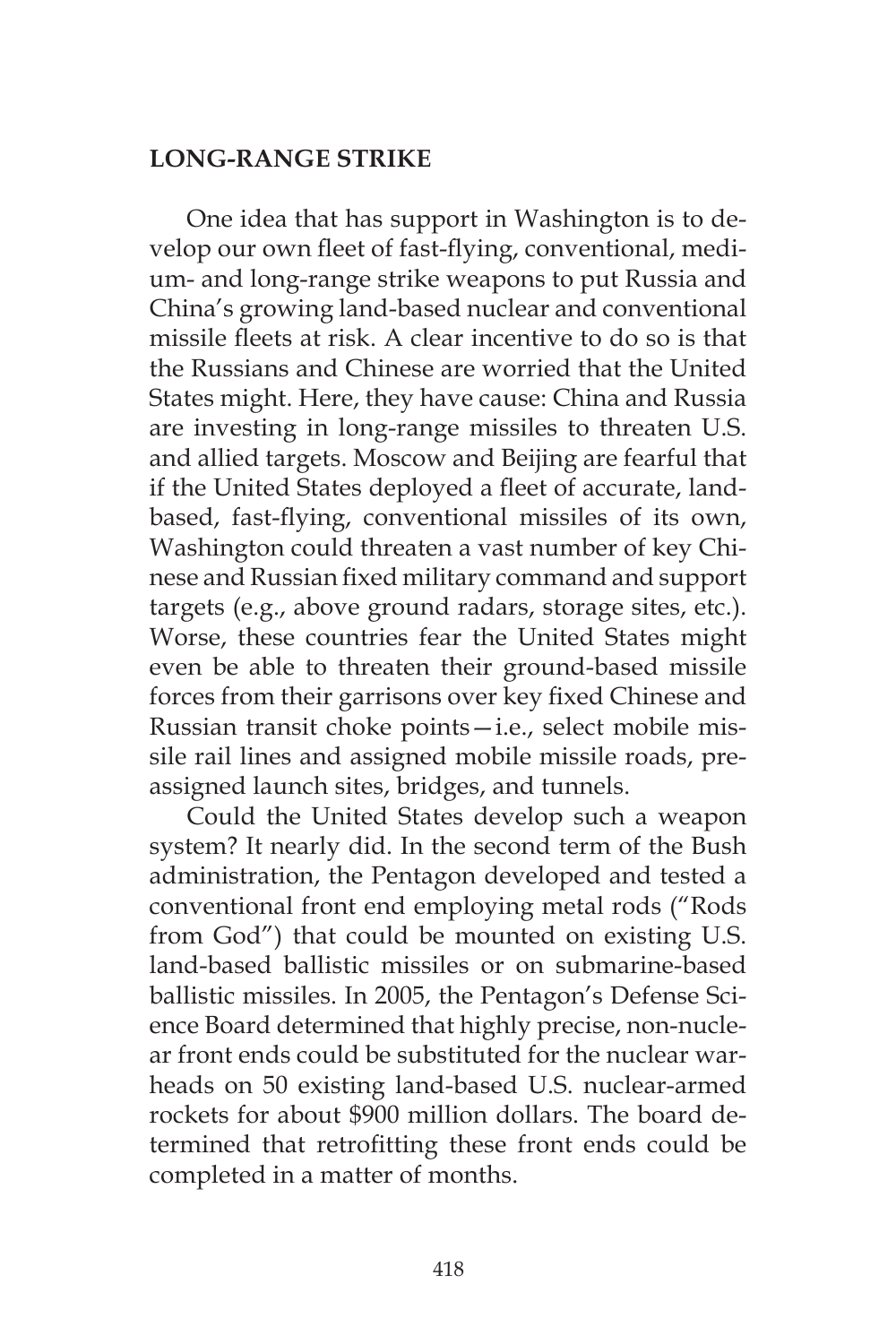## LONG-RANGE STRIKE

One idea that has support in Washington is to develop our own fleet of fast-flying, conventional, medium- and long-range strike weapons to put Russia and China's growing land-based nuclear and conventional missile fleets at risk. A clear incentive to do so is that the Russians and Chinese are worried that the United States might. Here, they have cause: China and Russia are investing in long-range missiles to threaten U.S. and allied targets. Moscow and Beijing are fearful that if the United States deployed a fleet of accurate, land-based, fast-flying, conventional missiles of its own, Washington could threaten a vast number of key Chinese and Russian fixed military command and support targets (e.g., above ground radars, storage sites, etc.). Worse, these countries fear the United States might even be able to threaten their ground-based missile forces from their garrisons over key fixed Chinese and Russian transit choke points—i.e., select mobile missile rail lines and assigned mobile missile roads, preassigned launch sites, bridges, and tunnels.

Could the United States develop such a weapon system? It nearly did. In the second term of the Bush administration, the Pentagon developed and tested a conventional front end employing metal rods ("Rods from God") that could be mounted on existing U.S. land-based ballistic missiles or on submarine-based ballistic missiles. In 2005, the Pentagon's Defense Science Board determined that highly precise, non-nuclear front ends could be substituted for the nuclear warheads on 50 existing land-based U.S. nuclear-armed rockets for about $900 million dollars. The board determined that retrofitting these front ends could be completed in a matter of months.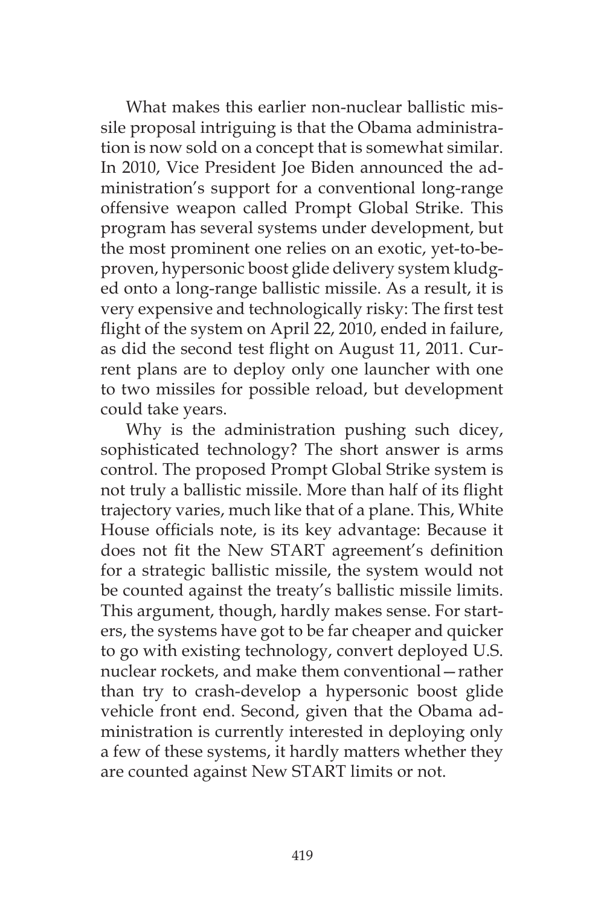What makes this earlier non-nuclear ballistic missile proposal intriguing is that the Obama administration is now sold on a concept that is somewhat similar. In 2010, Vice President Joe Biden announced the administration's support for a conventional long-range offensive weapon called Prompt Global Strike. This program has several systems under development, but the most prominent one relies on an exotic, yet-to-be-proven, hypersonic boost glide delivery system kludged onto a long-range ballistic missile. As a result, it is very expensive and technologically risky: The first test flight of the system on April 22, 2010, ended in failure, as did the second test flight on August 11, 2011. Current plans are to deploy only one launcher with one to two missiles for possible reload, but development could take years.

Why is the administration pushing such dicey, sophisticated technology? The short answer is arms control. The proposed Prompt Global Strike system is not truly a ballistic missile. More than half of its flight trajectory varies, much like that of a plane. This, White House officials note, is its key advantage: Because it does not fit the New START agreement's definition for a strategic ballistic missile, the system would not be counted against the treaty's ballistic missile limits. This argument, though, hardly makes sense. For starters, the systems have got to be far cheaper and quicker to go with existing technology, convert deployed U.S. nuclear rockets, and make them conventional—rather than try to crash-develop a hypersonic boost glide vehicle front end. Second, given that the Obama administration is currently interested in deploying only a few of these systems, it hardly matters whether they are counted against New START limits or not.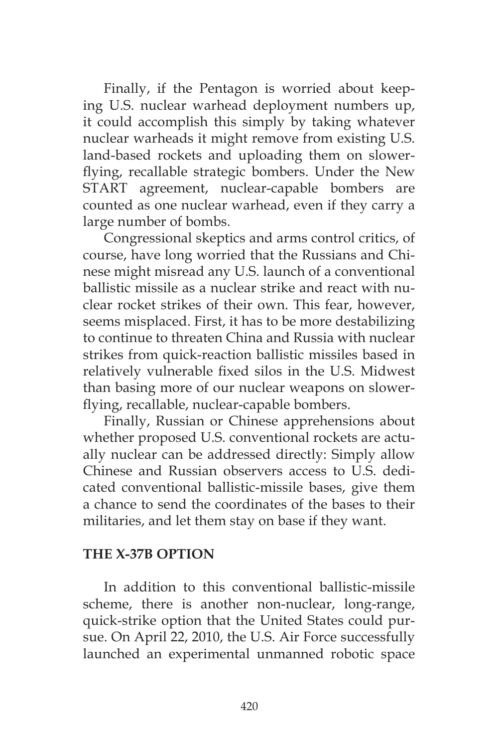Finally, if the Pentagon is worried about keeping U.S. nuclear warhead deployment numbers up, it could accomplish this simply by taking whatever nuclear warheads it might remove from existing U.S. land-based rockets and uploading them on slower-flying, recallable strategic bombers. Under the New START agreement, nuclear-capable bombers are counted as one nuclear warhead, even if they carry a large number of bombs.

Congressional skeptics and arms control critics, of course, have long worried that the Russians and Chinese might misread any U.S. launch of a conventional ballistic missile as a nuclear strike and react with nuclear rocket strikes of their own. This fear, however, seems misplaced. First, it has to be more destabilizing to continue to threaten China and Russia with nuclear strikes from quick-reaction ballistic missiles based in relatively vulnerable fixed silos in the U.S. Midwest than basing more of our nuclear weapons on slower-flying, recallable, nuclear-capable bombers.

Finally, Russian or Chinese apprehensions about whether proposed U.S. conventional rockets are actually nuclear can be addressed directly: Simply allow Chinese and Russian observers access to U.S. dedicated conventional ballistic-missile bases, give them a chance to send the coordinates of the bases to their militaries, and let them stay on base if they want.

## THE X-37B OPTION

In addition to this conventional ballistic-missile scheme, there is another non-nuclear, long-range, quick-strike option that the United States could pursue. On April 22, 2010, the U.S. Air Force successfully launched an experimental unmanned robotic space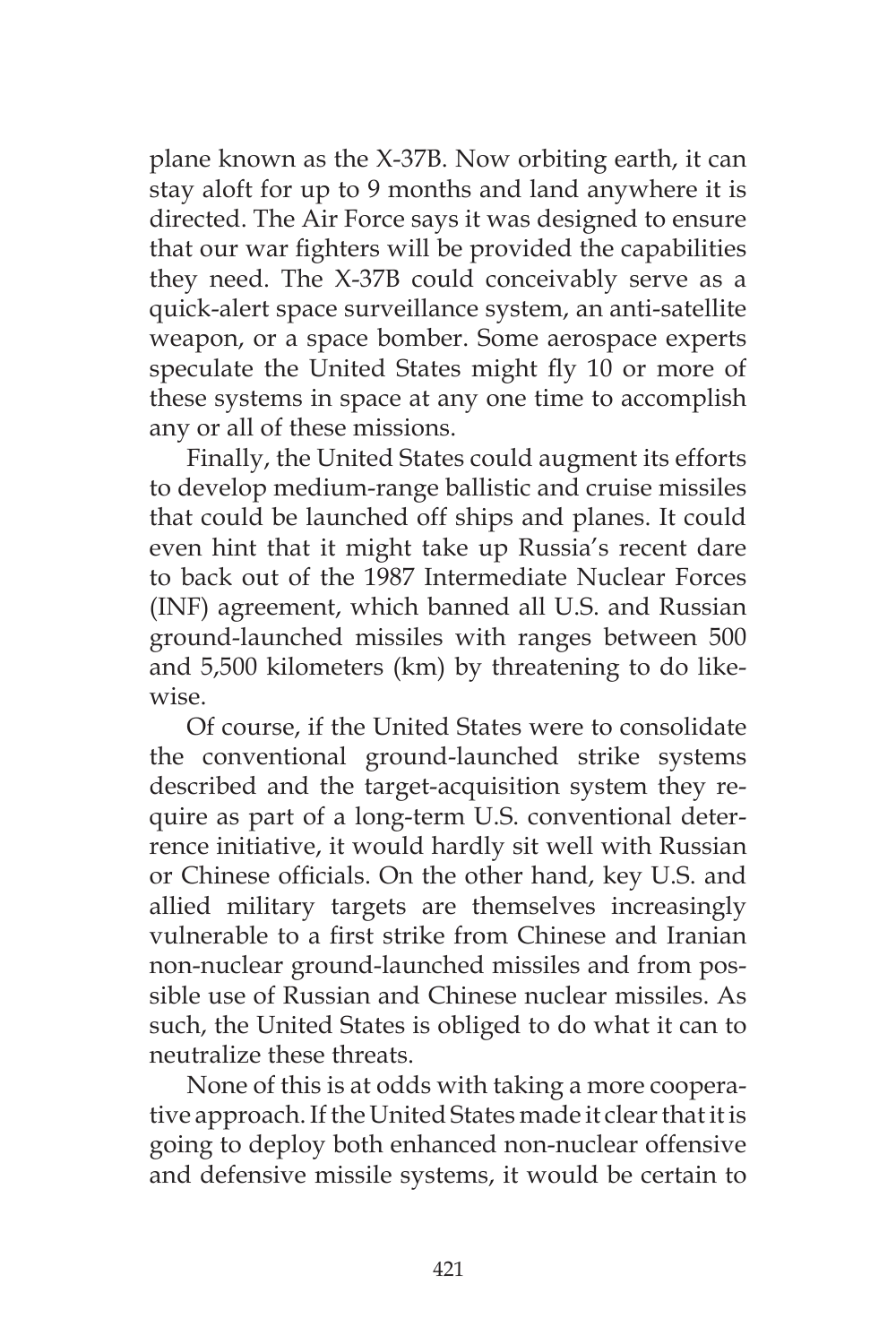plane known as the X-37B. Now orbiting earth, it can stay aloft for up to 9 months and land anywhere it is directed. The Air Force says it was designed to ensure that our war fighters will be provided the capabilities they need. The X-37B could conceivably serve as a quick-alert space surveillance system, an anti-satellite weapon, or a space bomber. Some aerospace experts speculate the United States might fly 10 or more of these systems in space at any one time to accomplish any or all of these missions.

Finally, the United States could augment its efforts to develop medium-range ballistic and cruise missiles that could be launched off ships and planes. It could even hint that it might take up Russia's recent dare to back out of the 1987 Intermediate Nuclear Forces (INF) agreement, which banned all U.S. and Russian ground-launched missiles with ranges between 500 and 5,500 kilometers (km) by threatening to do likewise.

Of course, if the United States were to consolidate the conventional ground-launched strike systems described and the target-acquisition system they require as part of a long-term U.S. conventional deterrence initiative, it would hardly sit well with Russian or Chinese officials. On the other hand, key U.S. and allied military targets are themselves increasingly vulnerable to a first strike from Chinese and Iranian non-nuclear ground-launched missiles and from possible use of Russian and Chinese nuclear missiles. As such, the United States is obliged to do what it can to neutralize these threats.

None of this is at odds with taking a more cooperative approach. If the United States made it clear that it is going to deploy both enhanced non-nuclear offensive and defensive missile systems, it would be certain to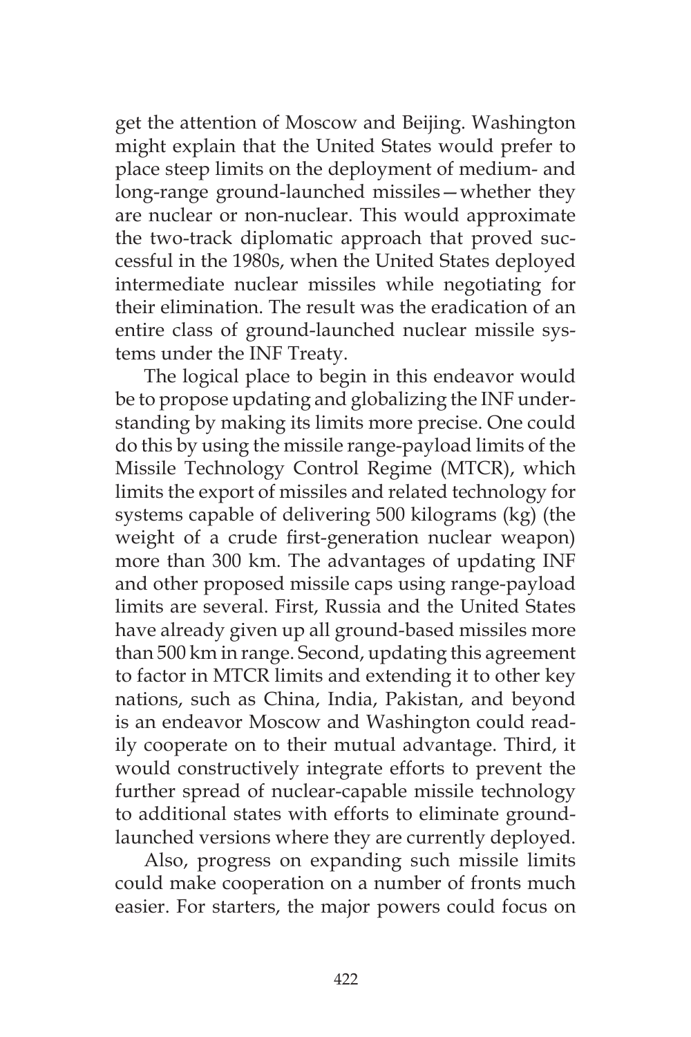get the attention of Moscow and Beijing. Washington might explain that the United States would prefer to place steep limits on the deployment of medium- and long-range ground-launched missiles—whether they are nuclear or non-nuclear. This would approximate the two-track diplomatic approach that proved successful in the 1980s, when the United States deployed intermediate nuclear missiles while negotiating for their elimination. The result was the eradication of an entire class of ground-launched nuclear missile systems under the INF Treaty.

The logical place to begin in this endeavor would be to propose updating and globalizing the INF understanding by making its limits more precise. One could do this by using the missile range-payload limits of the Missile Technology Control Regime (MTCR), which limits the export of missiles and related technology for systems capable of delivering 500 kilograms (kg) (the weight of a crude first-generation nuclear weapon) more than 300 km. The advantages of updating INF and other proposed missile caps using range-payload limits are several. First, Russia and the United States have already given up all ground-based missiles more than 500 km in range. Second, updating this agreement to factor in MTCR limits and extending it to other key nations, such as China, India, Pakistan, and beyond is an endeavor Moscow and Washington could readily cooperate on to their mutual advantage. Third, it would constructively integrate efforts to prevent the further spread of nuclear-capable missile technology to additional states with efforts to eliminate ground-launched versions where they are currently deployed.

Also, progress on expanding such missile limits could make cooperation on a number of fronts much easier. For starters, the major powers could focus on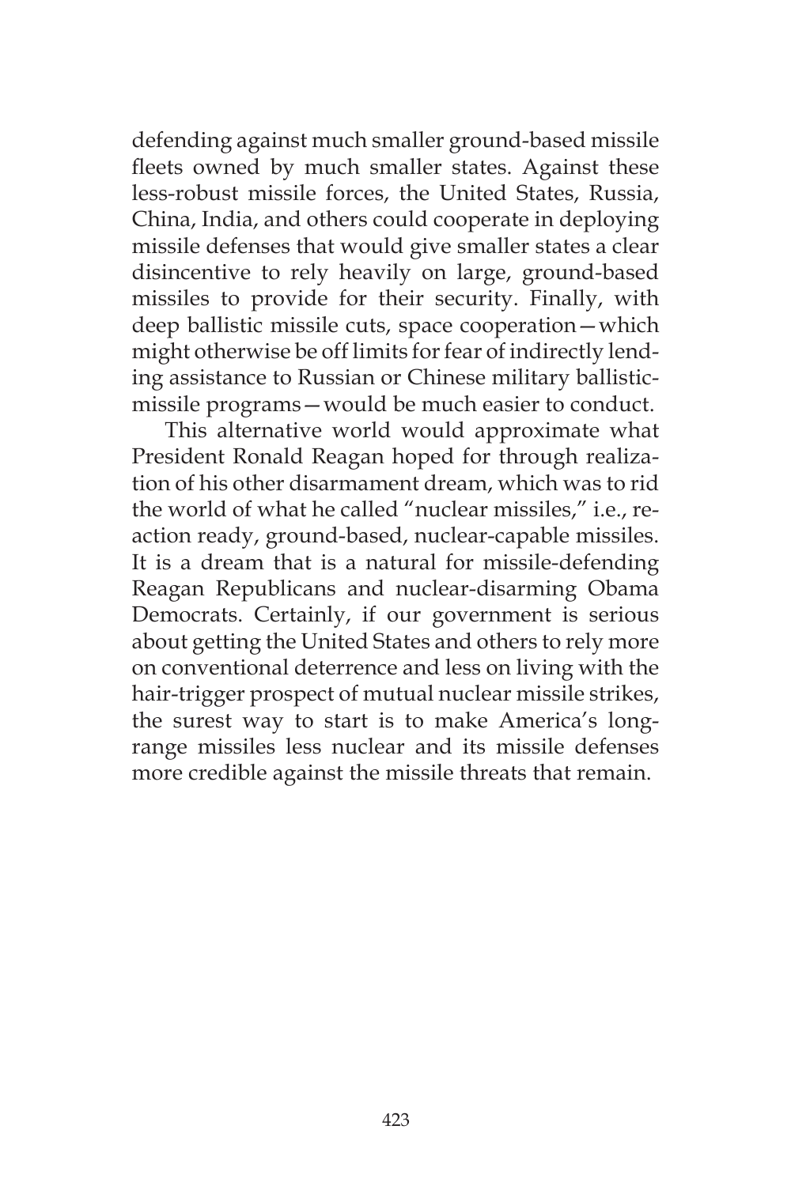defending against much smaller ground-based missile fleets owned by much smaller states. Against these less-robust missile forces, the United States, Russia, China, India, and others could cooperate in deploying missile defenses that would give smaller states a clear disincentive to rely heavily on large, ground-based missiles to provide for their security. Finally, with deep ballistic missile cuts, space cooperation—which might otherwise be off limits for fear of indirectly lending assistance to Russian or Chinese military ballistic-missile programs—would be much easier to conduct.

This alternative world would approximate what President Ronald Reagan hoped for through realization of his other disarmament dream, which was to rid the world of what he called "nuclear missiles," i.e., reaction ready, ground-based, nuclear-capable missiles. It is a dream that is a natural for missile-defending Reagan Republicans and nuclear-disarming Obama Democrats. Certainly, if our government is serious about getting the United States and others to rely more on conventional deterrence and less on living with the hair-trigger prospect of mutual nuclear missile strikes, the surest way to start is to make America's long-range missiles less nuclear and its missile defenses more credible against the missile threats that remain.